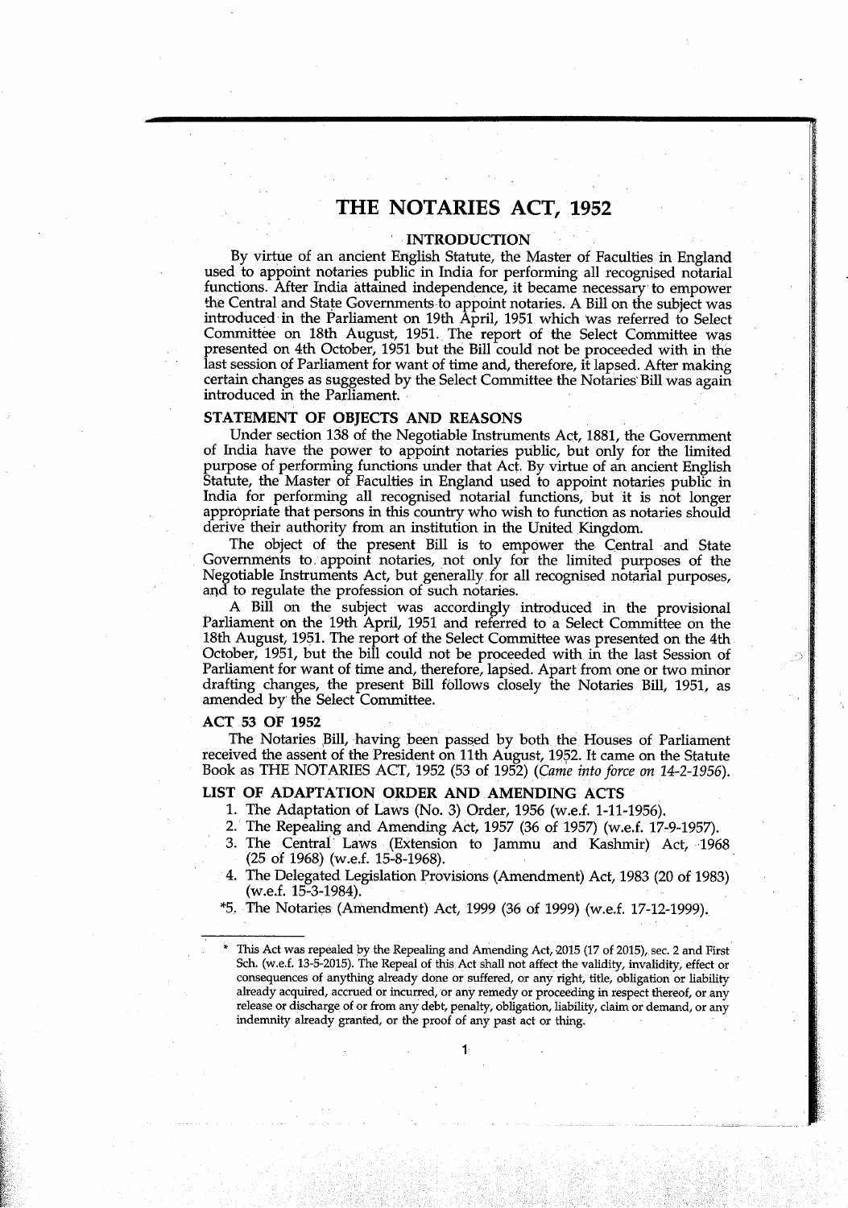# THE NOTARIES ACT, 1952

## INTRODUCTION

By virtue of an ancient English Statute, the Master of Faculties in England used to appoint notaries public in India for performing all recognised notarial functions. After India attained independence, it became necessary to empower the Central and State Governments to appoint notaries. A Bill on the subject was introduced in the Parliament on 19th April, 1951 which was referred to Select Committee on 18th August, 1951. The report of the Select Committee was presented on 4th October, 1951 but the Bill could not be proceeded with in the last session of Parliament for want of time and, therefore, it lapsed. After making certain changes as suggested by the Select Committee the Notaries Bill was again introduced in the Parliament.

## STATEMENT OF OBJECTS AND REASONS

Under section 138 of the Negotiable Instruments Act, 1881, the Government of India have the power to appoint notaries public, but only for the limited purpose of performing functions under that Act. By virtue of an ancient English Statute, the Master of Faculties in England used to appoint notaries public in India for performing all recognised notarial functions, but it is not longer appropriate that persons in this country who wish to function as notaries should derive their authority from an institution in the United Kingdom.

The object of the present Bill is to empower the Central and State Governments to appoint notaries, not only for the limited purposes of the Negotiable Instruments Act, but generally for all recognised notarial purposes, and to regulate the profession of such notaries.

A Bill on the subject was accordingly introduced in the provisional Parliament on the 19th April, 1951 and referred to a Select Committee on the 18th August, 1951. The report of the Select Committee was presented on the 4th October, 1951, but the bill could not be proceeded with in the last Session of Parliament for want of time and, therefore, lapsed. Apart from one or two minor drafting changes, the present Bill follows closely the Notaries Bill, 1951, as amended by the Select Committee.

## ACT 53 OF 1952

The Notaries Bill, having been passed by both the Houses of Parliament received the assent of the President on 11th August, 1952. It came on the Statute Book as THE NOTARIES ACT, 1952 (53 of 1952) (*Came into force on 14-2-1956*).

## LIST OF ADAPTATION ORDER AND AMENDING ACTS

1. The Adaptation of Laws (No. 3) Order, 1956 (w.e.f. 1-11-1956).
2. The Repealing and Amending Act, 1957 (36 of 1957) (w.e.f. 17-9-1957).
3. The Central Laws (Extension to Jammu and Kashmir) Act, 1968 (25 of 1968) (w.e.f. 15-8-1968).
4. The Delegated Legislation Provisions (Amendment) Act, 1983 (20 of 1983) (w.e.f. 15-3-1984).

*5. The Notaries (Amendment) Act, 1999 (36 of 1999) (w.e.f. 17-12-1999).

---

* This Act was repealed by the Repealing and Amending Act, 2015 (17 of 2015), sec. 2 and First Sch. (w.e.f. 13-5-2015). The Repeal of this Act shall not affect the validity, invalidity, effect or consequences of anything already done or suffered, or any right, title, obligation or liability already acquired, accrued or incurred, or any remedy or proceeding in respect thereof, or any release or discharge of or from any debt, penalty, obligation, liability, claim or demand, or any indemnity already granted, or the proof of any past act or thing.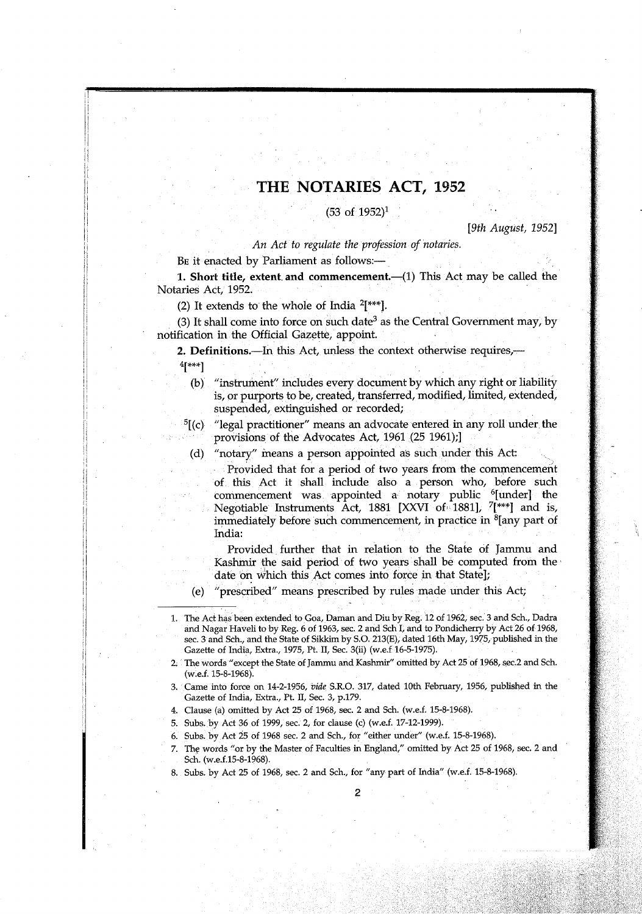# THE NOTARIES ACT, 1952

(53 of 1952)[1]

*[9th August, 1952]*

*An Act to regulate the profession of notaries.*

BE it enacted by Parliament as follows:—

**1. Short title, extent and commencement.**—(1) This Act may be called the Notaries Act, 1952.

(2) It extends to the whole of India [2][***].

(3) It shall come into force on such date[3] as the Central Government may, by notification in the Official Gazette, appoint.

**2. Definitions.**—In this Act, unless the context otherwise requires,—

[4][***]

(b) "instrument" includes every document by which any right or liability is, or purports to be, created, transferred, modified, limited, extended, suspended, extinguished or recorded;

[5][(c) "legal practitioner" means an advocate entered in any roll under the provisions of the Advocates Act, 1961 (25 1961);]

(d) "notary" means a person appointed as such under this Act:

Provided that for a period of two years from the commencement of this Act it shall include also a person who, before such commencement was appointed a notary public [6][under] the Negotiable Instruments Act, 1881 [XXVI of 1881], [7][***] and is, immediately before such commencement, in practice in [8][any part of India:

Provided further that in relation to the State of Jammu and Kashmir the said period of two years shall be computed from the date on which this Act comes into force in that State];

(e) "prescribed" means prescribed by rules made under this Act;

---

1. The Act has been extended to Goa, Daman and Diu by Reg. 12 of 1962, sec. 3 and Sch., Dadra and Nagar Haveli to by Reg. 6 of 1963, sec. 2 and Sch I, and to Pondicherry by Act 26 of 1968, sec. 3 and Sch., and the State of Sikkim by S.O. 213(E), dated 16th May, 1975, published in the Gazette of India, Extra., 1975, Pt. II, Sec. 3(ii) (w.e.f 16-5-1975).
2. The words "except the State of Jammu and Kashmir" omitted by Act 25 of 1968, sec.2 and Sch. (w.e.f. 15-8-1968).
3. Came into force on 14-2-1956, *vide* S.R.O. 317, dated 10th February, 1956, published in the Gazette of India, Extra., Pt. II, Sec. 3, p.179.
4. Clause (a) omitted by Act 25 of 1968, sec. 2 and Sch. (w.e.f. 15-8-1968).
5. Subs. by Act 36 of 1999, sec. 2, for clause (c) (w.e.f. 17-12-1999).
6. Subs. by Act 25 of 1968 sec. 2 and Sch., for "either under" (w.e.f. 15-8-1968).
7. The words "or by the Master of Faculties in England," omitted by Act 25 of 1968, sec. 2 and Sch. (w.e.f.15-8-1968).
8. Subs. by Act 25 of 1968, sec. 2 and Sch., for "any part of India" (w.e.f. 15-8-1968).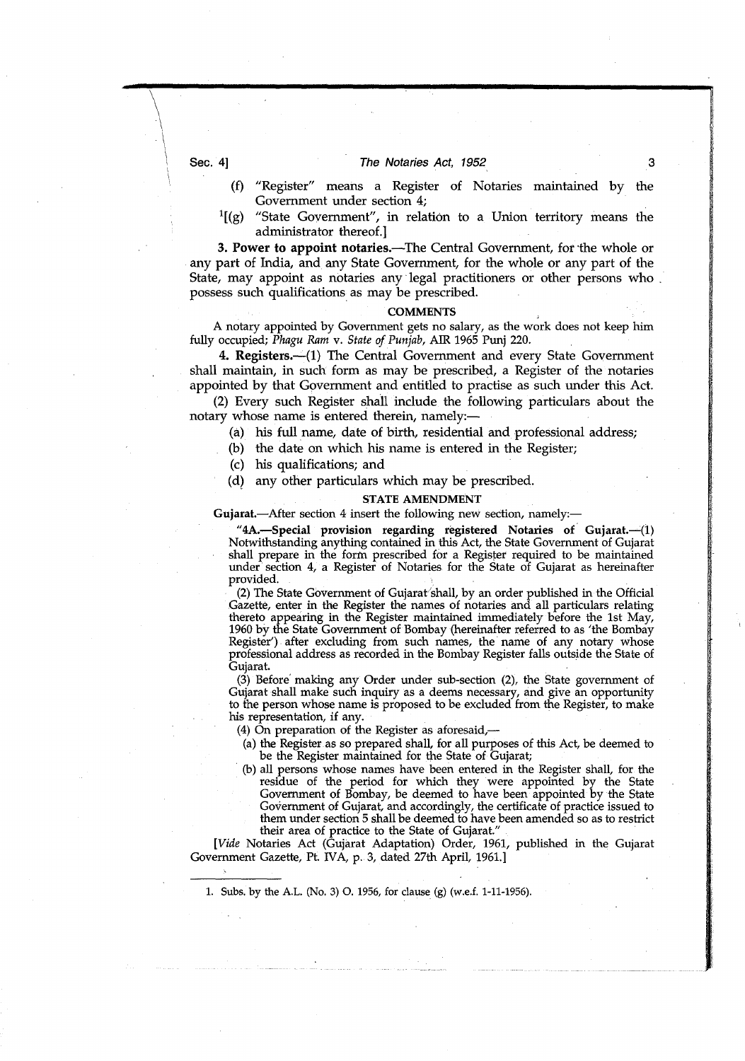(f) "Register" means a Register of Notaries maintained by the Government under section 4;

[1][(g) "State Government", in relation to a Union territory means the administrator thereof.]

**3. Power to appoint notaries.**—The Central Government, for the whole or any part of India, and any State Government, for the whole or any part of the State, may appoint as notaries any legal practitioners or other persons who possess such qualifications as may be prescribed.

**COMMENTS**

A notary appointed by Government gets no salary, as the work does not keep him fully occupied; *Phagu Ram* v. *State of Punjab*, AIR 1965 Punj 220.

**4. Registers.**—(1) The Central Government and every State Government shall maintain, in such form as may be prescribed, a Register of the notaries appointed by that Government and entitled to practise as such under this Act.

(2) Every such Register shall include the following particulars about the notary whose name is entered therein, namely:—

(a) his full name, date of birth, residential and professional address;

(b) the date on which his name is entered in the Register;

(c) his qualifications; and

(d) any other particulars which may be prescribed.

**STATE AMENDMENT**

**Gujarat.**—After section 4 insert the following new section, namely:—

"**4A.—Special provision regarding registered Notaries of Gujarat.**—(1) Notwithstanding anything contained in this Act, the State Government of Gujarat shall prepare in the form prescribed for a Register required to be maintained under section 4, a Register of Notaries for the State of Gujarat as hereinafter provided.

(2) The State Government of Gujarat shall, by an order published in the Official Gazette, enter in the Register the names of notaries and all particulars relating thereto appearing in the Register maintained immediately before the 1st May, 1960 by the State Government of Bombay (hereinafter referred to as 'the Bombay Register') after excluding from such names, the name of any notary whose professional address as recorded in the Bombay Register falls outside the State of Gujarat.

(3) Before making any Order under sub-section (2), the State government of Gujarat shall make such inquiry as a deems necessary, and give an opportunity to the person whose name is proposed to be excluded from the Register, to make his representation, if any.

(4) On preparation of the Register as aforesaid,—

(a) the Register as so prepared shall, for all purposes of this Act, be deemed to be the Register maintained for the State of Gujarat;

(b) all persons whose names have been entered in the Register shall, for the residue of the period for which they were appointed by the State Government of Bombay, be deemed to have been appointed by the State Government of Gujarat, and accordingly, the certificate of practice issued to them under section 5 shall be deemed to have been amended so as to restrict their area of practice to the State of Gujarat."

[*Vide* Notaries Act (Gujarat Adaptation) Order, 1961, published in the Gujarat Government Gazette, Pt. IVA, p. 3, dated 27th April, 1961.]

---

1. Subs. by the A.L. (No. 3) O. 1956, for clause (g) (w.e.f. 1-11-1956).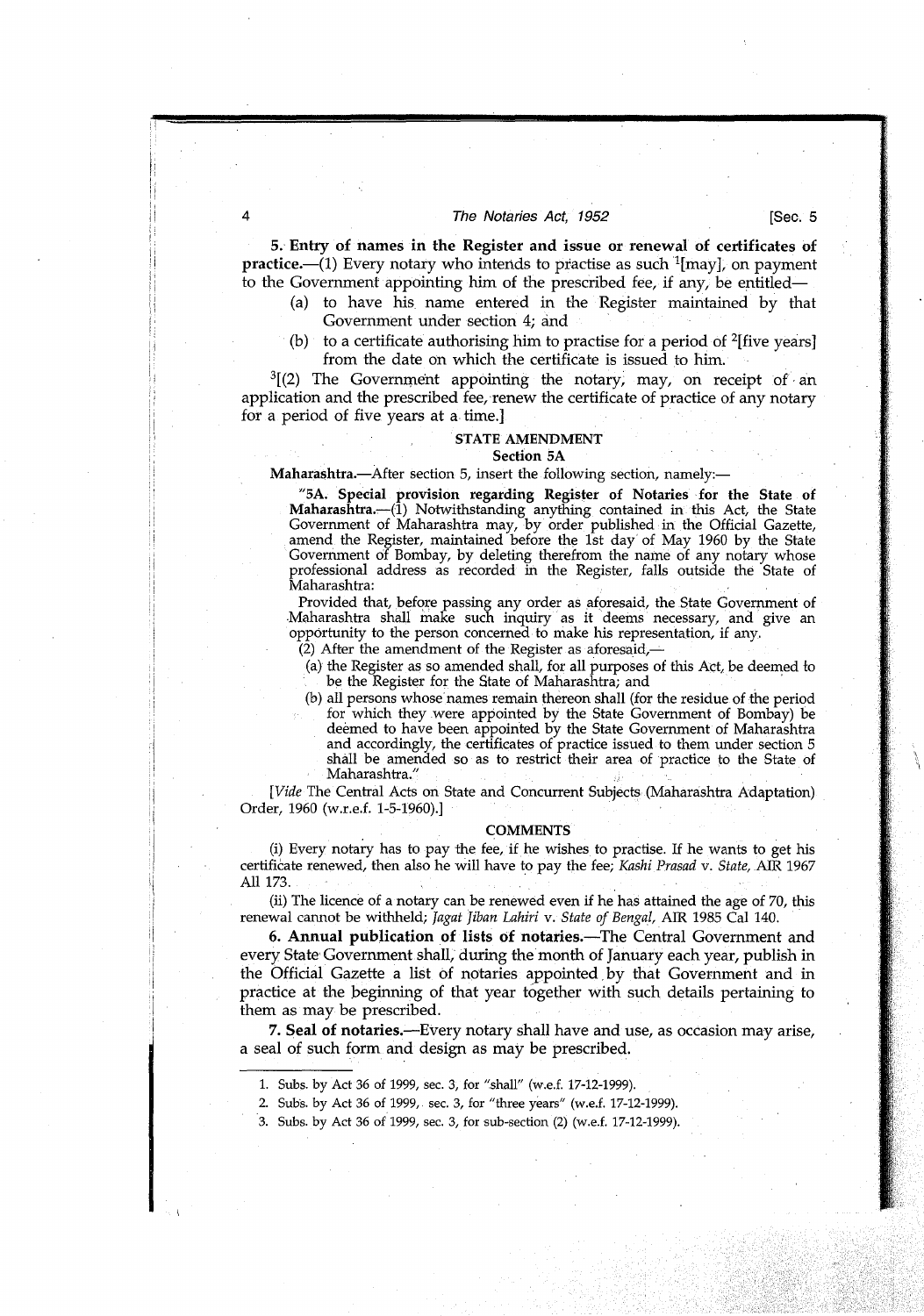**5. Entry of names in the Register and issue or renewal of certificates of practice.**—(1) Every notary who intends to practise as such [1][may], on payment to the Government appointing him of the prescribed fee, if any, be entitled—

(a) to have his name entered in the Register maintained by that Government under section 4; and

(b) to a certificate authorising him to practise for a period of [2][five years] from the date on which the certificate is issued to him.

[3][(2) The Government appointing the notary, may, on receipt of an application and the prescribed fee, renew the certificate of practice of any notary for a period of five years at a time.]

**STATE AMENDMENT**

**Section 5A**

**Maharashtra.**—After section 5, insert the following section, namely:—

> "**5A. Special provision regarding Register of Notaries for the State of Maharashtra.**—(1) Notwithstanding anything contained in this Act, the State Government of Maharashtra may, by order published in the Official Gazette, amend the Register, maintained before the 1st day of May 1960 by the State Government of Bombay, by deleting therefrom the name of any notary whose professional address as recorded in the Register, falls outside the State of Maharashtra:
>
> Provided that, before passing any order as aforesaid, the State Government of Maharashtra shall make such inquiry as it deems necessary, and give an opportunity to the person concerned to make his representation, if any.
>
> (2) After the amendment of the Register as aforesaid,—
>
> (a) the Register as so amended shall, for all purposes of this Act, be deemed to be the Register for the State of Maharashtra; and
>
> (b) all persons whose names remain thereon shall (for the residue of the period for which they were appointed by the State Government of Bombay) be deemed to have been appointed by the State Government of Maharashtra and accordingly, the certificates of practice issued to them under section 5 shall be amended so as to restrict their area of practice to the State of Maharashtra."

[*Vide* The Central Acts on State and Concurrent Subjects (Maharashtra Adaptation) Order, 1960 (w.r.e.f. 1-5-1960).]

**COMMENTS**

(i) Every notary has to pay the fee, if he wishes to practise. If he wants to get his certificate renewed, then also he will have to pay the fee; *Kashi Prasad* v. *State*, AIR 1967 All 173.

(ii) The licence of a notary can be renewed even if he has attained the age of 70, this renewal cannot be withheld; *Jagat Jiban Lahiri* v. *State of Bengal*, AIR 1985 Cal 140.

**6. Annual publication of lists of notaries.**—The Central Government and every State Government shall, during the month of January each year, publish in the Official Gazette a list of notaries appointed by that Government and in practice at the beginning of that year together with such details pertaining to them as may be prescribed.

**7. Seal of notaries.**—Every notary shall have and use, as occasion may arise, a seal of such form and design as may be prescribed.

---

1. Subs. by Act 36 of 1999, sec. 3, for "shall" (w.e.f. 17-12-1999).
2. Subs. by Act 36 of 1999, sec. 3, for "three years" (w.e.f. 17-12-1999).
3. Subs. by Act 36 of 1999, sec. 3, for sub-section (2) (w.e.f. 17-12-1999).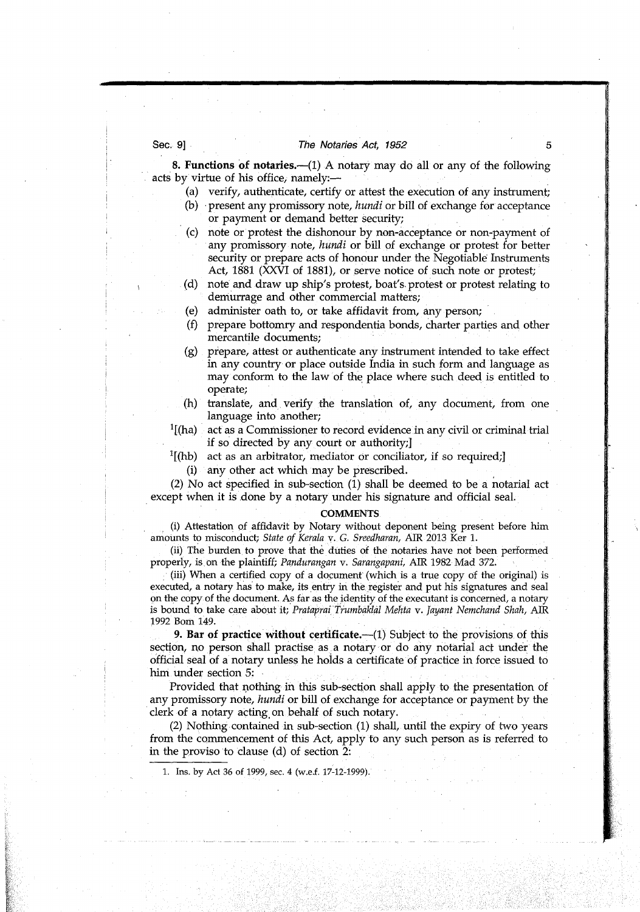**8. Functions of notaries.**—(1) A notary may do all or any of the following acts by virtue of his office, namely:—

(a) verify, authenticate, certify or attest the execution of any instrument;

(b) present any promissory note, *hundi* or bill of exchange for acceptance or payment or demand better security;

(c) note or protest the dishonour by non-acceptance or non-payment of any promissory note, *hundi* or bill of exchange or protest for better security or prepare acts of honour under the Negotiable Instruments Act, 1881 (XXVI of 1881), or serve notice of such note or protest;

(d) note and draw up ship's protest, boat's protest or protest relating to demurrage and other commercial matters;

(e) administer oath to, or take affidavit from, any person;

(f) prepare bottomry and respondentia bonds, charter parties and other mercantile documents;

(g) prepare, attest or authenticate any instrument intended to take effect in any country or place outside India in such form and language as may conform to the law of the place where such deed is entitled to operate;

(h) translate, and verify the translation of, any document, from one language into another;

[1][(ha) act as a Commissioner to record evidence in any civil or criminal trial if so directed by any court or authority;]

[1][(hb) act as an arbitrator, mediator or conciliator, if so required;]

(i) any other act which may be prescribed.

(2) No act specified in sub-section (1) shall be deemed to be a notarial act except when it is done by a notary under his signature and official seal.

**COMMENTS**

(i) Attestation of affidavit by Notary without deponent being present before him amounts to misconduct; *State of Kerala* v. *G. Sreedharan*, AIR 2013 Ker 1.

(ii) The burden to prove that the duties of the notaries have not been performed properly, is on the plaintiff; *Pandurangan* v. *Sarangapani*, AIR 1982 Mad 372.

(iii) When a certified copy of a document (which is a true copy of the original) is executed, a notary has to make, its entry in the register and put his signatures and seal on the copy of the document. As far as the identity of the executant is concerned, a notary is bound to take care about it; *Prataprai Trumbaklal Mehta* v. *Jayant Nemchand Shah*, AIR 1992 Bom 149.

**9. Bar of practice without certificate.**—(1) Subject to the provisions of this section, no person shall practise as a notary or do any notarial act under the official seal of a notary unless he holds a certificate of practice in force issued to him under section 5:

Provided that nothing in this sub-section shall apply to the presentation of any promissory note, *hundi* or bill of exchange for acceptance or payment by the clerk of a notary acting on behalf of such notary.

(2) Nothing contained in sub-section (1) shall, until the expiry of two years from the commencement of this Act, apply to any such person as is referred to in the proviso to clause (d) of section 2:

---

1. Ins. by Act 36 of 1999, sec. 4 (w.e.f. 17-12-1999).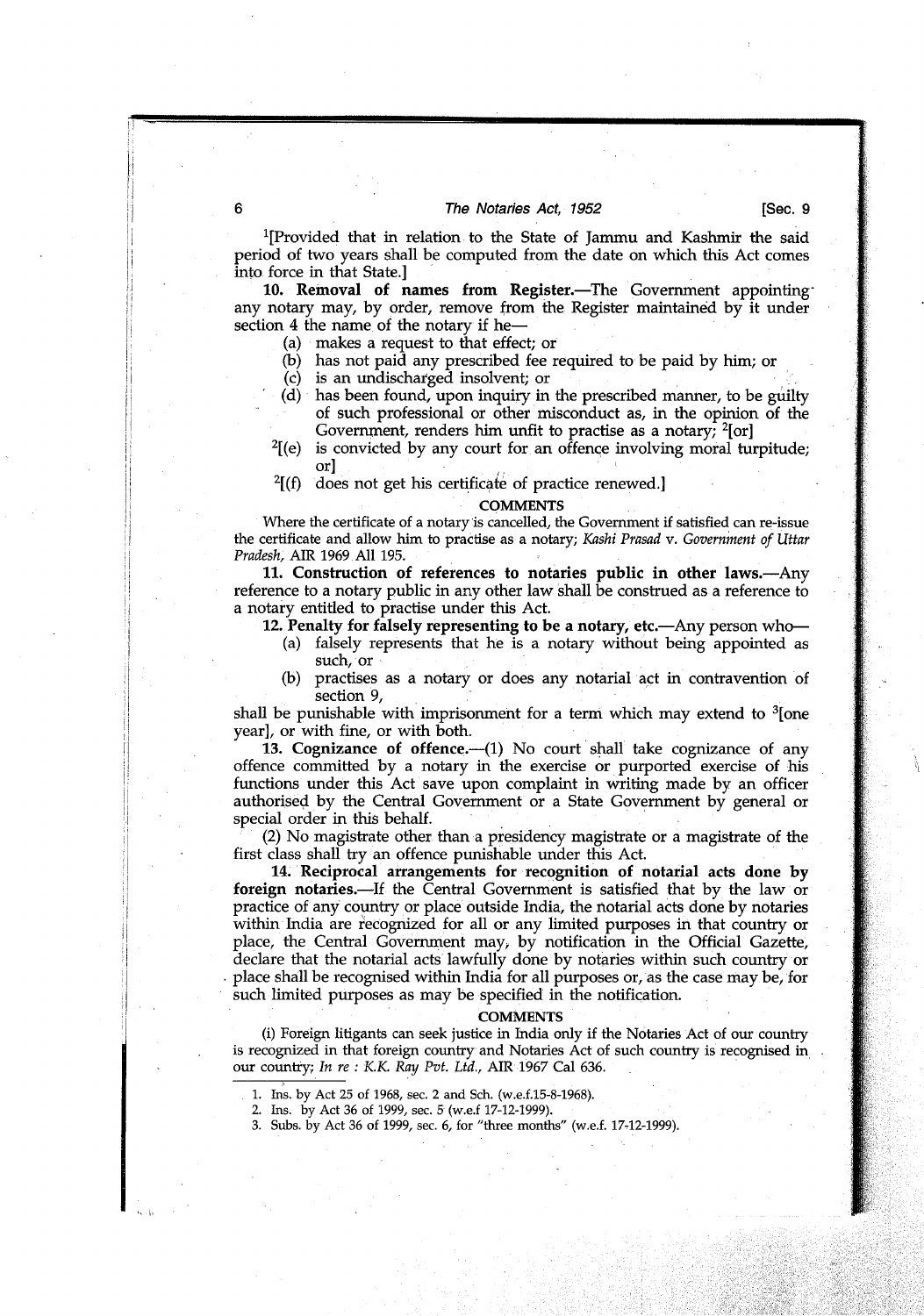[1][Provided that in relation to the State of Jammu and Kashmir the said period of two years shall be computed from the date on which this Act comes into force in that State.]

**10. Removal of names from Register.**—The Government appointing any notary may, by order, remove from the Register maintained by it under section 4 the name of the notary if he—

(a) makes a request to that effect; or

(b) has not paid any prescribed fee required to be paid by him; or

(c) is an undischarged insolvent; or

(d) has been found, upon inquiry in the prescribed manner, to be guilty of such professional or other misconduct as, in the opinion of the Government, renders him unfit to practise as a notary; [2][or]

[2][(e) is convicted by any court for an offence involving moral turpitude; or]

[2][(f) does not get his certificate of practice renewed.]

**COMMENTS**

Where the certificate of a notary is cancelled, the Government if satisfied can re-issue the certificate and allow him to practise as a notary; *Kashi Prasad* v. *Government of Uttar Pradesh*, AIR 1969 All 195.

**11. Construction of references to notaries public in other laws.**—Any reference to a notary public in any other law shall be construed as a reference to a notary entitled to practise under this Act.

**12. Penalty for falsely representing to be a notary, etc.**—Any person who—

(a) falsely represents that he is a notary without being appointed as such, or

(b) practises as a notary or does any notarial act in contravention of section 9,

shall be punishable with imprisonment for a term which may extend to [3][one year], or with fine, or with both.

**13. Cognizance of offence.**—(1) No court shall take cognizance of any offence committed by a notary in the exercise or purported exercise of his functions under this Act save upon complaint in writing made by an officer authorised by the Central Government or a State Government by general or special order in this behalf.

(2) No magistrate other than a presidency magistrate or a magistrate of the first class shall try an offence punishable under this Act.

**14. Reciprocal arrangements for recognition of notarial acts done by foreign notaries.**—If the Central Government is satisfied that by the law or practice of any country or place outside India, the notarial acts done by notaries within India are recognized for all or any limited purposes in that country or place, the Central Government may, by notification in the Official Gazette, declare that the notarial acts lawfully done by notaries within such country or place shall be recognised within India for all purposes or, as the case may be, for such limited purposes as may be specified in the notification.

**COMMENTS**

(i) Foreign litigants can seek justice in India only if the Notaries Act of our country is recognized in that foreign country and Notaries Act of such country is recognised in our country; *In re : K.K. Ray Pvt. Ltd.*, AIR 1967 Cal 636.

---

1. Ins. by Act 25 of 1968, sec. 2 and Sch. (w.e.f.15-8-1968).
2. Ins. by Act 36 of 1999, sec. 5 (w.e.f 17-12-1999).
3. Subs. by Act 36 of 1999, sec. 6, for "three months" (w.e.f. 17-12-1999).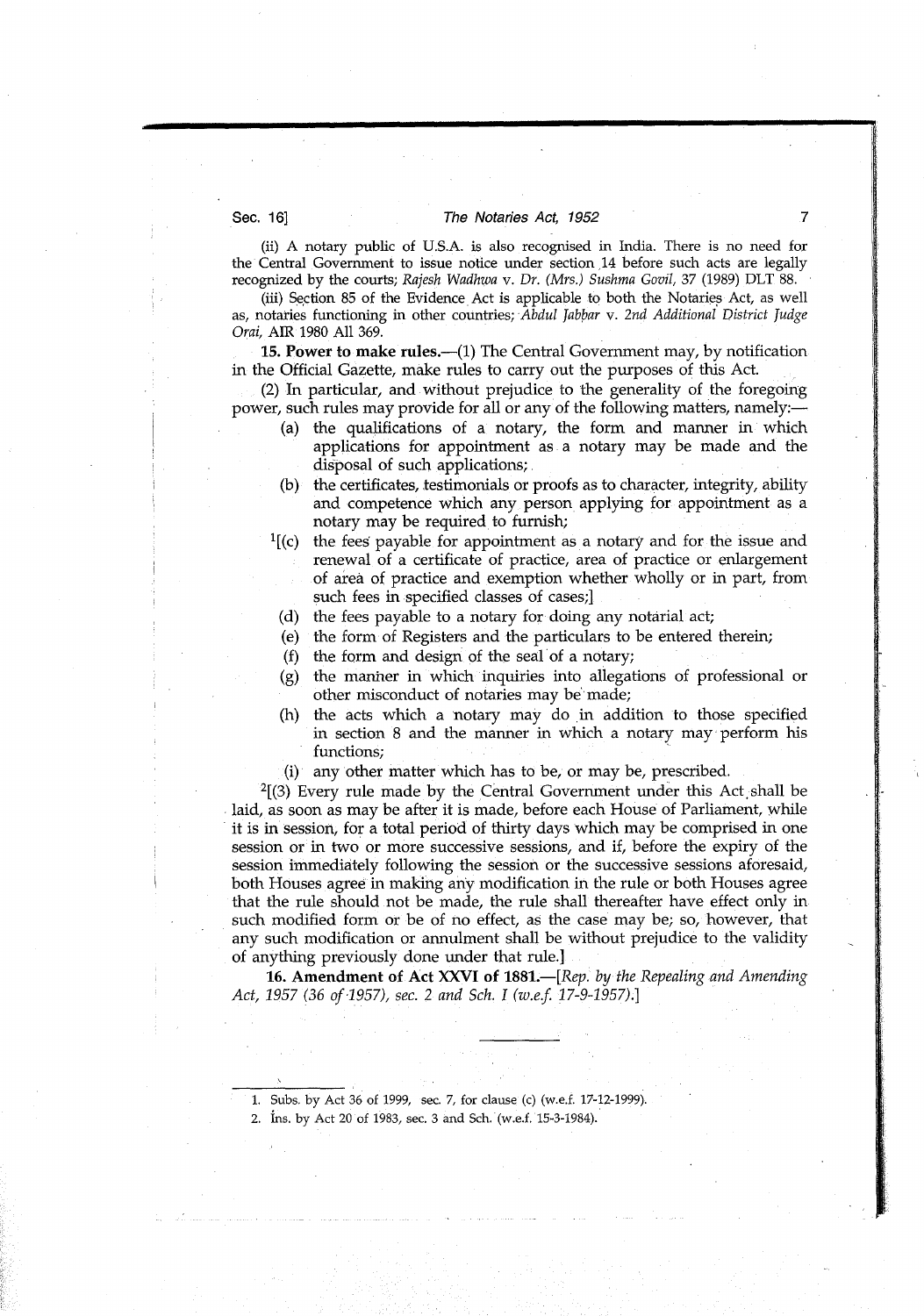(ii) A notary public of U.S.A. is also recognised in India. There is no need for the Central Government to issue notice under section 14 before such acts are legally recognized by the courts; *Rajesh Wadhwa* v. *Dr. (Mrs.) Sushma Govil*, 37 (1989) DLT 88.

(iii) Section 85 of the Evidence Act is applicable to both the Notaries Act, as well as, notaries functioning in other countries; *Abdul Jabbar* v. *2nd Additional District Judge Orai*, AIR 1980 All 369.

**15. Power to make rules.**—(1) The Central Government may, by notification in the Official Gazette, make rules to carry out the purposes of this Act.

(2) In particular, and without prejudice to the generality of the foregoing power, such rules may provide for all or any of the following matters, namely:—

(a) the qualifications of a notary, the form and manner in which applications for appointment as a notary may be made and the disposal of such applications;

(b) the certificates, testimonials or proofs as to character, integrity, ability and competence which any person applying for appointment as a notary may be required to furnish;

[1][(c) the fees payable for appointment as a notary and for the issue and renewal of a certificate of practice, area of practice or enlargement of area of practice and exemption whether wholly or in part, from such fees in specified classes of cases;]

(d) the fees payable to a notary for doing any notarial act;

(e) the form of Registers and the particulars to be entered therein;

(f) the form and design of the seal of a notary;

(g) the manner in which inquiries into allegations of professional or other misconduct of notaries may be made;

(h) the acts which a notary may do in addition to those specified in section 8 and the manner in which a notary may perform his functions;

(i) any other matter which has to be, or may be, prescribed.

[2][(3) Every rule made by the Central Government under this Act shall be laid, as soon as may be after it is made, before each House of Parliament, while it is in session, for a total period of thirty days which may be comprised in one session or in two or more successive sessions, and if, before the expiry of the session immediately following the session or the successive sessions aforesaid, both Houses agree in making any modification in the rule or both Houses agree that the rule should not be made, the rule shall thereafter have effect only in such modified form or be of no effect, as the case may be; so, however, that any such modification or annulment shall be without prejudice to the validity of anything previously done under that rule.]

**16. Amendment of Act XXVI of 1881.**—[*Rep. by the Repealing and Amending Act, 1957 (36 of 1957), sec. 2 and Sch. I (w.e.f. 17-9-1957).*]

---

1. Subs. by Act 36 of 1999, sec. 7, for clause (c) (w.e.f. 17-12-1999).
2. Ins. by Act 20 of 1983, sec. 3 and Sch. (w.e.f. 15-3-1984).